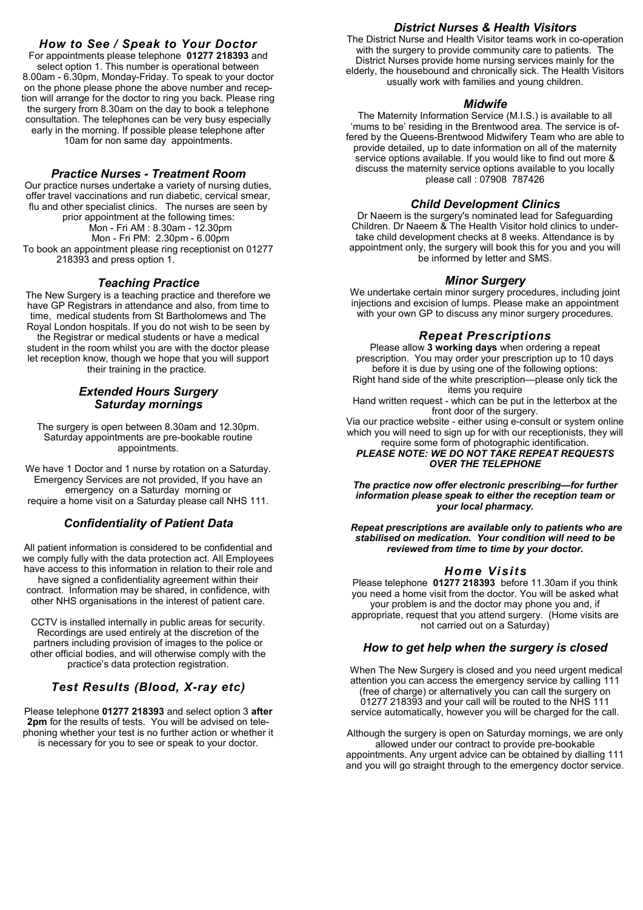### *How to See / Speak to Your Doctor*

For appointments please telephone **01277 218393** and select option 1. This number is operational between 8.00am - 6.30pm, Monday-Friday. To speak to your doctor on the phone please phone the above number and reception will arrange for the doctor to ring you back. Please ring the surgery from 8.30am on the day to book a telephone consultation. The telephones can be very busy especially early in the morning. If possible please telephone after 10am for non same day appointments.

### *Practice Nurses - Treatment Room*

Our practice nurses undertake a variety of nursing duties, offer travel vaccinations and run diabetic, cervical smear, flu and other specialist clinics. The nurses are seen by prior appointment at the following times:

Mon - Fri AM : 8.30am - 12.30pm
Mon - Fri PM: 2.30pm - 6.00pm

To book an appointment please ring receptionist on 01277 218393 and press option 1.

### *Teaching Practice*

The New Surgery is a teaching practice and therefore we have GP Registrars in attendance and also, from time to time, medical students from St Bartholomews and The Royal London hospitals. If you do not wish to be seen by the Registrar or medical students or have a medical student in the room whilst you are with the doctor please let reception know, though we hope that you will support their training in the practice.

### *Extended Hours Surgery Saturday mornings*

The surgery is open between 8.30am and 12.30pm. Saturday appointments are pre-bookable routine appointments.

We have 1 Doctor and 1 nurse by rotation on a Saturday. Emergency Services are not provided, If you have an emergency on a Saturday morning or require a home visit on a Saturday please call NHS 111.

### *Confidentiality of Patient Data*

All patient information is considered to be confidential and we comply fully with the data protection act. All Employees have access to this information in relation to their role and have signed a confidentiality agreement within their contract. Information may be shared, in confidence, with other NHS organisations in the interest of patient care.

CCTV is installed internally in public areas for security. Recordings are used entirely at the discretion of the partners including provision of images to the police or other official bodies, and will otherwise comply with the practice's data protection registration.

### *Test Results (Blood, X-ray etc)*

Please telephone **01277 218393** and select option 3 **after 2pm** for the results of tests. You will be advised on telephoning whether your test is no further action or whether it is necessary for you to see or speak to your doctor.

### *District Nurses & Health Visitors*

The District Nurse and Health Visitor teams work in co-operation with the surgery to provide community care to patients. The District Nurses provide home nursing services mainly for the elderly, the housebound and chronically sick. The Health Visitors usually work with families and young children.

### *Midwife*

The Maternity Information Service (M.I.S.) is available to all 'mums to be' residing in the Brentwood area. The service is offered by the Queens-Brentwood Midwifery Team who are able to provide detailed, up to date information on all of the maternity service options available. If you would like to find out more & discuss the maternity service options available to you locally please call : 07908 787426

### *Child Development Clinics*

Dr Naeem is the surgery's nominated lead for Safeguarding Children. Dr Naeem & The Health Visitor hold clinics to undertake child development checks at 8 weeks. Attendance is by appointment only, the surgery will book this for you and you will be informed by letter and SMS.

### *Minor Surgery*

We undertake certain minor surgery procedures, including joint injections and excision of lumps. Please make an appointment with your own GP to discuss any minor surgery procedures.

### *Repeat Prescriptions*

Please allow **3 working days** when ordering a repeat prescription. You may order your prescription up to 10 days before it is due by using one of the following options:

Right hand side of the white prescription—please only tick the items you require

Hand written request - which can be put in the letterbox at the front door of the surgery.

Via our practice website - either using e-consult or system online which you will need to sign up for with our receptionists, they will require some form of photographic identification.

***PLEASE NOTE: WE DO NOT TAKE REPEAT REQUESTS OVER THE TELEPHONE***

***The practice now offer electronic prescribing—for further information please speak to either the reception team or your local pharmacy.***

***Repeat prescriptions are available only to patients who are stabilised on medication. Your condition will need to be reviewed from time to time by your doctor.***

### *Home Visits*

Please telephone **01277 218393** before 11.30am if you think you need a home visit from the doctor. You will be asked what your problem is and the doctor may phone you and, if appropriate, request that you attend surgery. (Home visits are not carried out on a Saturday)

### *How to get help when the surgery is closed*

When The New Surgery is closed and you need urgent medical attention you can access the emergency service by calling 111 (free of charge) or alternatively you can call the surgery on 01277 218393 and your call will be routed to the NHS 111 service automatically, however you will be charged for the call.

Although the surgery is open on Saturday mornings, we are only allowed under our contract to provide pre-bookable appointments. Any urgent advice can be obtained by dialling 111 and you will go straight through to the emergency doctor service.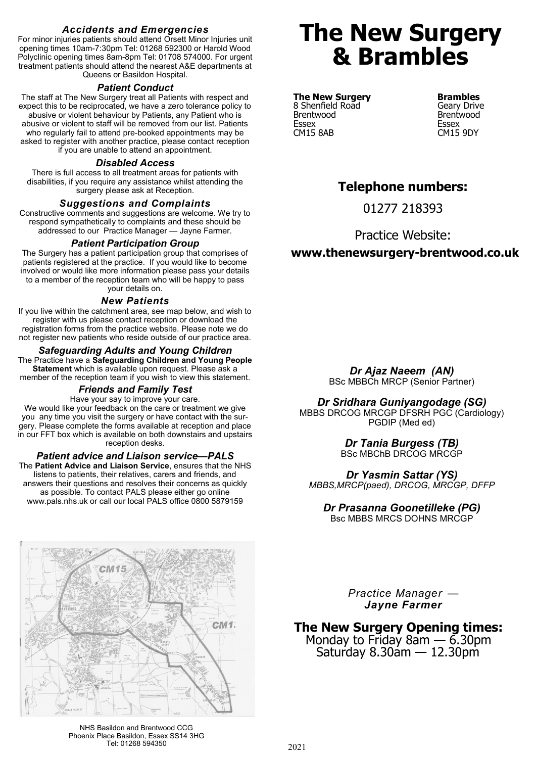### *Accidents and Emergencies*

For minor injuries patients should attend Orsett Minor Injuries unit opening times 10am-7:30pm Tel: 01268 592300 or Harold Wood Polyclinic opening times 8am-8pm Tel: 01708 574000. For urgent treatment patients should attend the nearest A&E departments at Queens or Basildon Hospital.

### *Patient Conduct*

The staff at The New Surgery treat all Patients with respect and expect this to be reciprocated, we have a zero tolerance policy to abusive or violent behaviour by Patients, any Patient who is abusive or violent to staff will be removed from our list. Patients who regularly fail to attend pre-booked appointments may be asked to register with another practice, please contact reception if you are unable to attend an appointment.

### *Disabled Access*

There is full access to all treatment areas for patients with disabilities, if you require any assistance whilst attending the surgery please ask at Reception.

### *Suggestions and Complaints*

Constructive comments and suggestions are welcome. We try to respond sympathetically to complaints and these should be addressed to our Practice Manager — Jayne Farmer.

### *Patient Participation Group*

The Surgery has a patient participation group that comprises of patients registered at the practice. If you would like to become involved or would like more information please pass your details to a member of the reception team who will be happy to pass your details on.

### *New Patients*

If you live within the catchment area, see map below, and wish to register with us please contact reception or download the registration forms from the practice website. Please note we do not register new patients who reside outside of our practice area.

### *Safeguarding Adults and Young Children*

The Practice have a **Safeguarding Children and Young People Statement** which is available upon request. Please ask a member of the reception team if you wish to view this statement.

### *Friends and Family Test*

Have your say to improve your care.

We would like your feedback on the care or treatment we give you any time you visit the surgery or have contact with the surgery. Please complete the forms available at reception and place in our FFT box which is available on both downstairs and upstairs reception desks.

### *Patient advice and Liaison service—PALS*

The **Patient Advice and Liaison Service**, ensures that the NHS listens to patients, their relatives, carers and friends, and answers their questions and resolves their concerns as quickly as possible. To contact PALS please either go online www.pals.nhs.uk or call our local PALS office 0800 5879159

CM15

CM1

NHS Basildon and Brentwood CCG
Phoenix Place Basildon, Essex SS14 3HG
Tel: 01268 594350

# The New Surgery & Brambles

**The New Surgery**
8 Shenfield Road
Brentwood
Essex
CM15 8AB

**Brambles**
Geary Drive
Brentwood
Essex
CM15 9DY

## Telephone numbers:

01277 218393

Practice Website:

**www.thenewsurgery-brentwood.co.uk**

***Dr Ajaz Naeem (AN)***
BSc MBBCh MRCP (Senior Partner)

***Dr Sridhara Guniyangodage (SG)***
MBBS DRCOG MRCGP DFSRH PGC (Cardiology) PGDIP (Med ed)

***Dr Tania Burgess (TB)***
BSc MBChB DRCOG MRCGP

***Dr Yasmin Sattar (YS)***
*MBBS,MRCP(paed), DRCOG, MRCGP, DFFP*

***Dr Prasanna Goonetilleke (PG)***
Bsc MBBS MRCS DOHNS MRCGP

*Practice Manager —*
***Jayne Farmer***

## The New Surgery Opening times:

Monday to Friday 8am — 6.30pm
Saturday 8.30am — 12.30pm

2021